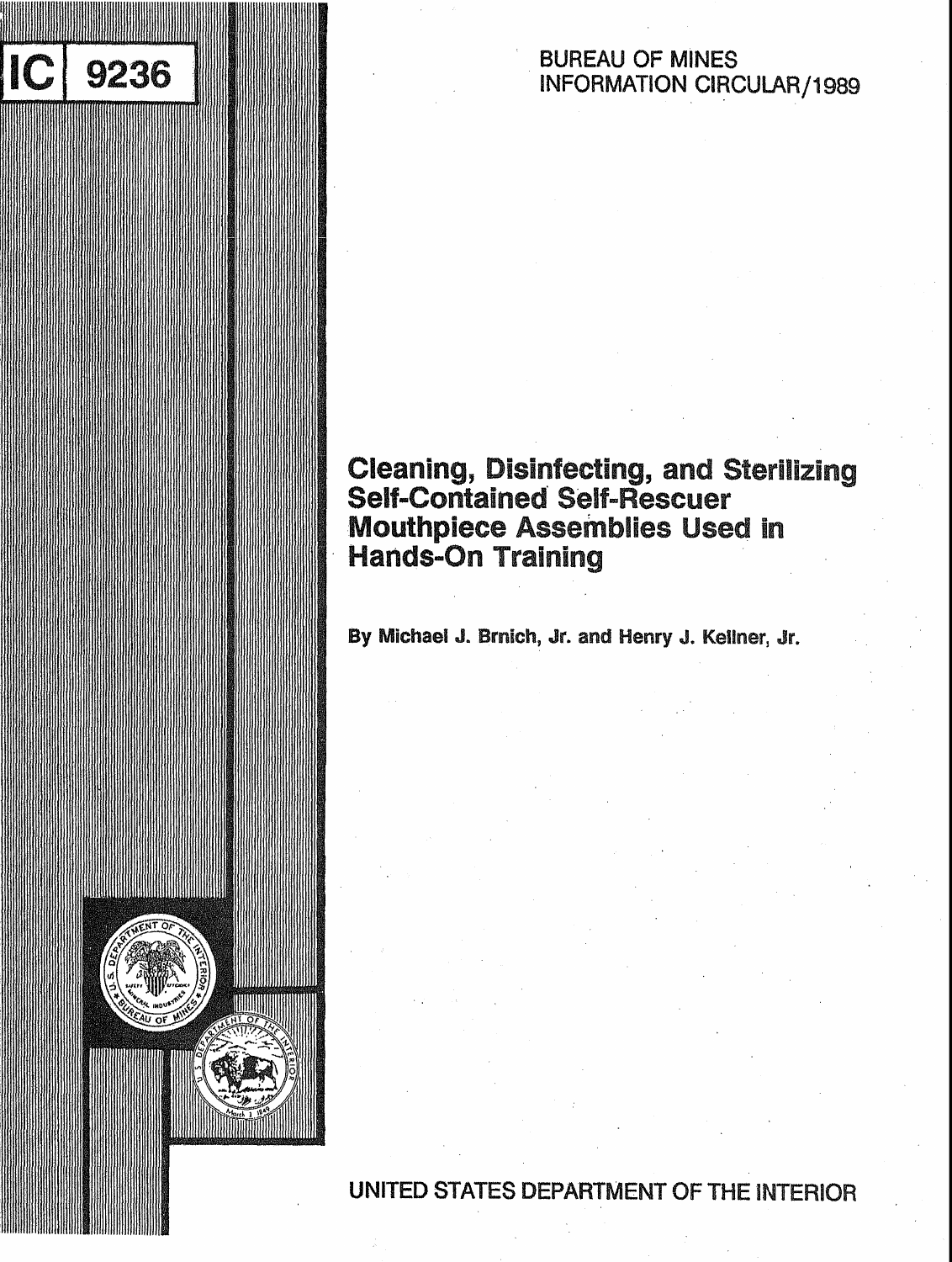IC 9236

BUREAU OF MINES
INFORMATION CIRCULAR/1989

# Cleaning, Disinfecting, and Sterilizing Self-Contained Self-Rescuer Mouthpiece Assemblies Used in Hands-On Training

By Michael J. Brnich, Jr. and Henry J. Kellner, Jr.

UNITED STATES DEPARTMENT OF THE INTERIOR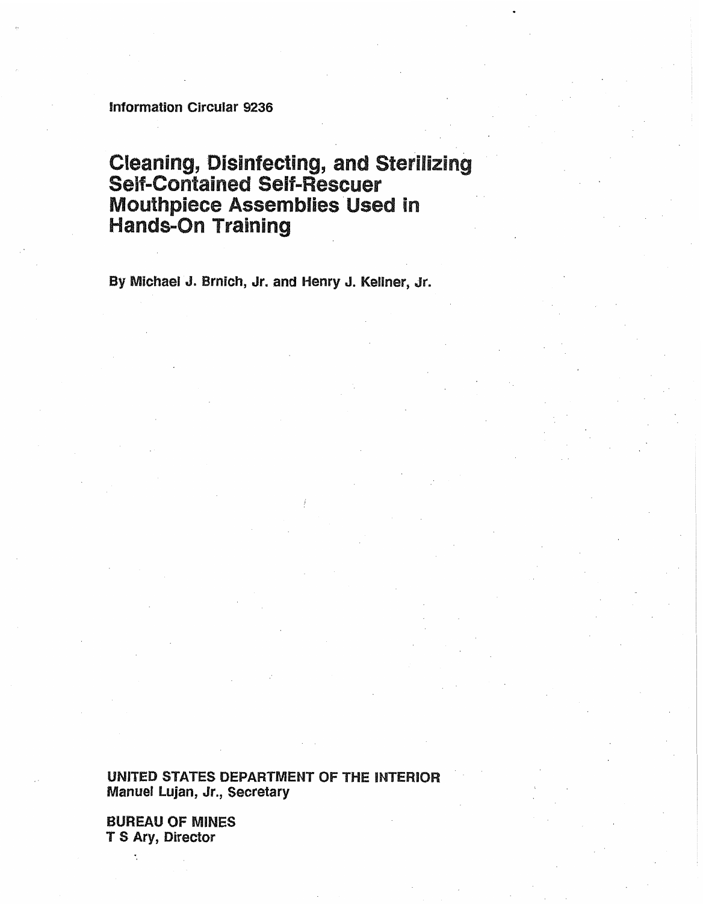Information Circular 9236

# Cleaning, Disinfecting, and Sterilizing Self-Contained Self-Rescuer Mouthpiece Assemblies Used in Hands-On Training

By Michael J. Brnich, Jr. and Henry J. Kellner, Jr.

UNITED STATES DEPARTMENT OF THE INTERIOR
Manuel Lujan, Jr., Secretary

BUREAU OF MINES
T S Ary, Director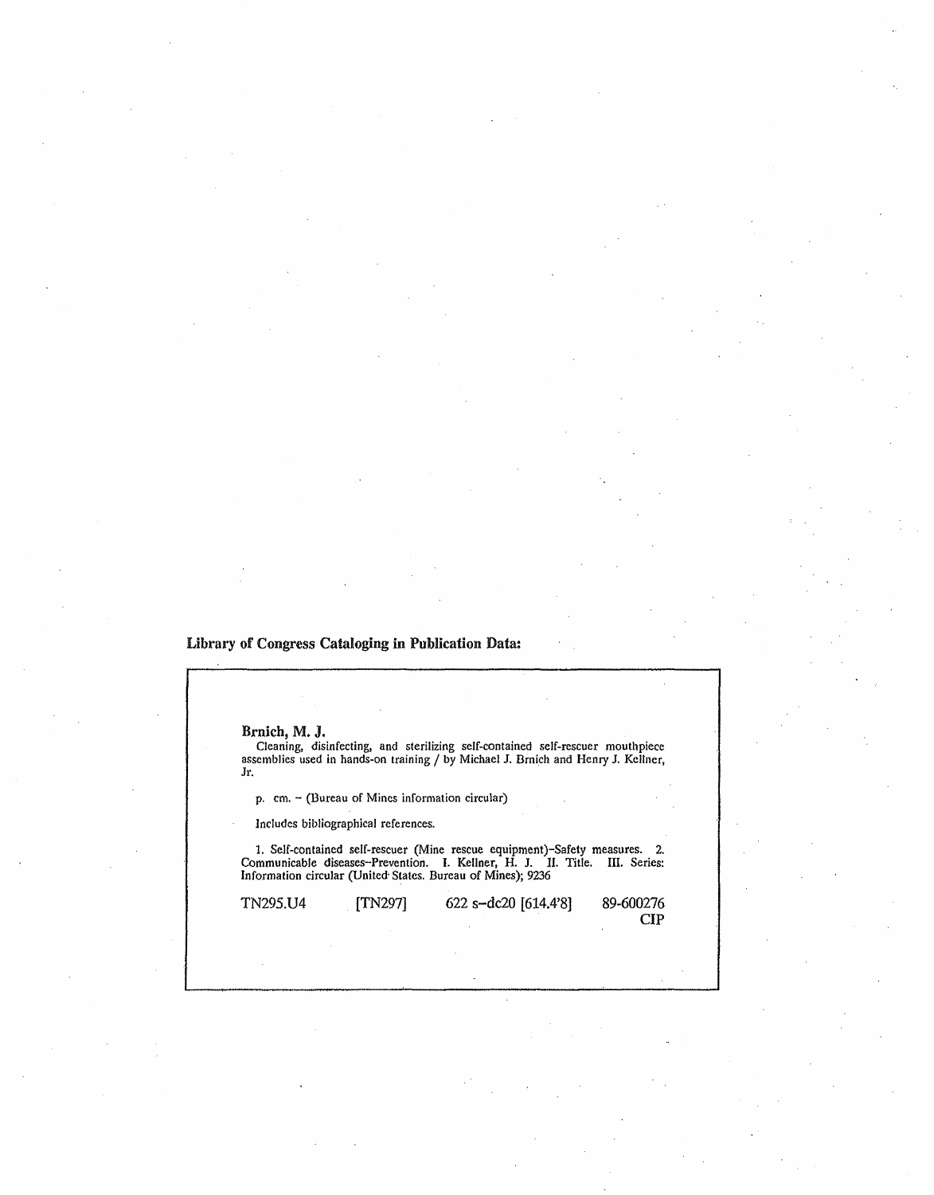**Library of Congress Cataloging in Publication Data:**

**Brnich, M. J.**

Cleaning, disinfecting, and sterilizing self-contained self-rescuer mouthpiece assemblies used in hands-on training / by Michael J. Brnich and Henry J. Kellner, Jr.

p. cm. – (Bureau of Mines information circular)

Includes bibliographical references.

1. Self-contained self-rescuer (Mine rescue equipment)–Safety measures. 2. Communicable diseases–Prevention. I. Kellner, H. J. II. Title. III. Series: Information circular (United States. Bureau of Mines); 9236

TN295.U4 [TN297] 622 s–dc20 [614.4'8] 89-600276 CIP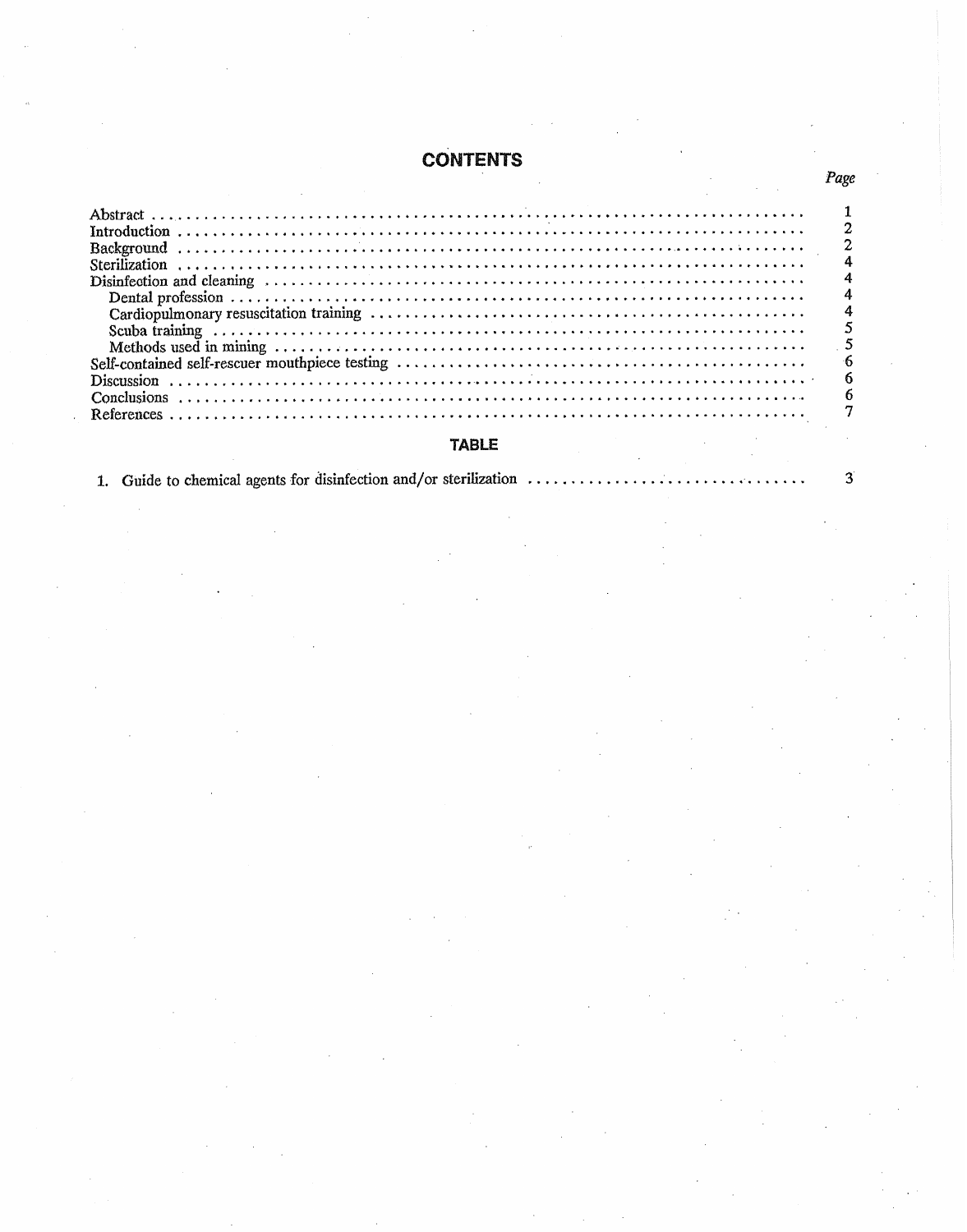# CONTENTS

| | Page |
|---|---|
| Abstract | 1 |
| Introduction | 2 |
| Background | 2 |
| Sterilization | 4 |
| Disinfection and cleaning | 4 |
| Dental profession | 4 |
| Cardiopulmonary resuscitation training | 4 |
| Scuba training | 5 |
| Methods used in mining | 5 |
| Self-contained self-rescuer mouthpiece testing | 6 |
| Discussion | 6 |
| Conclusions | 6 |
| References | 7 |

## TABLE

| | |
|---|---|
| 1. Guide to chemical agents for disinfection and/or sterilization | 3 |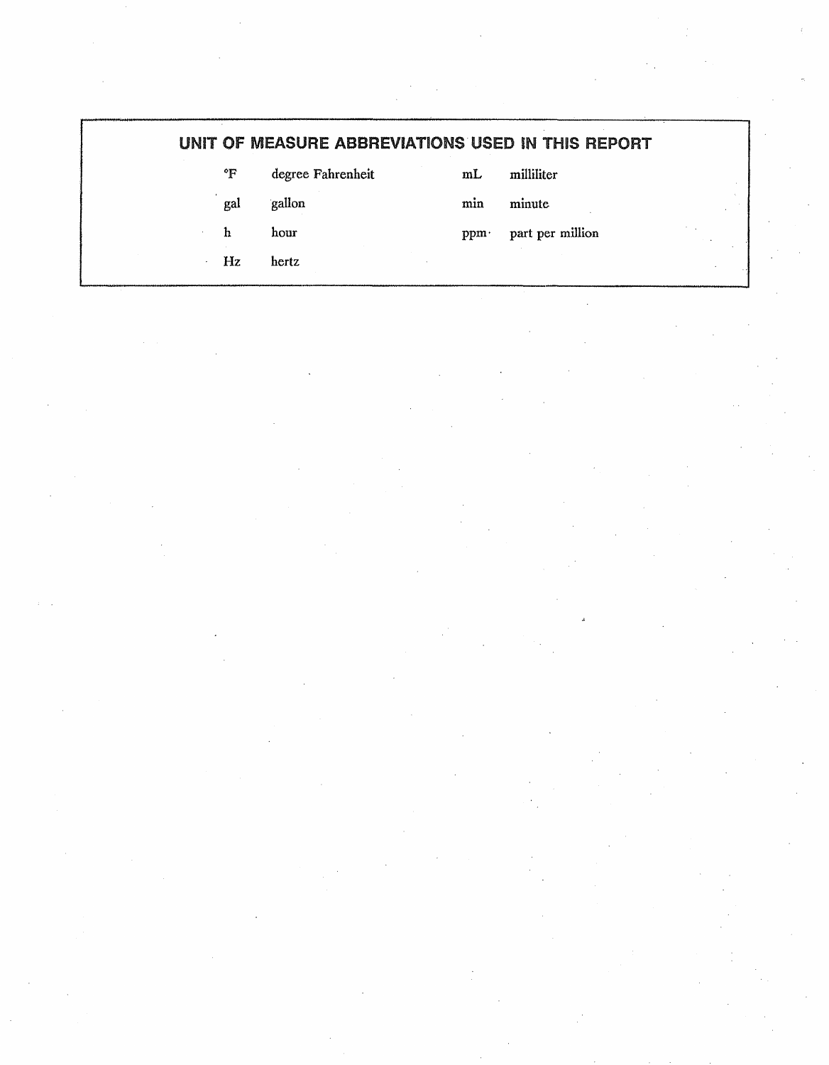## UNIT OF MEASURE ABBREVIATIONS USED IN THIS REPORT

| | | | |
|---|---|---|---|
| °F | degree Fahrenheit | mL | milliliter |
| gal | gallon | min | minute |
| h | hour | ppm | part per million |
| Hz | hertz | | |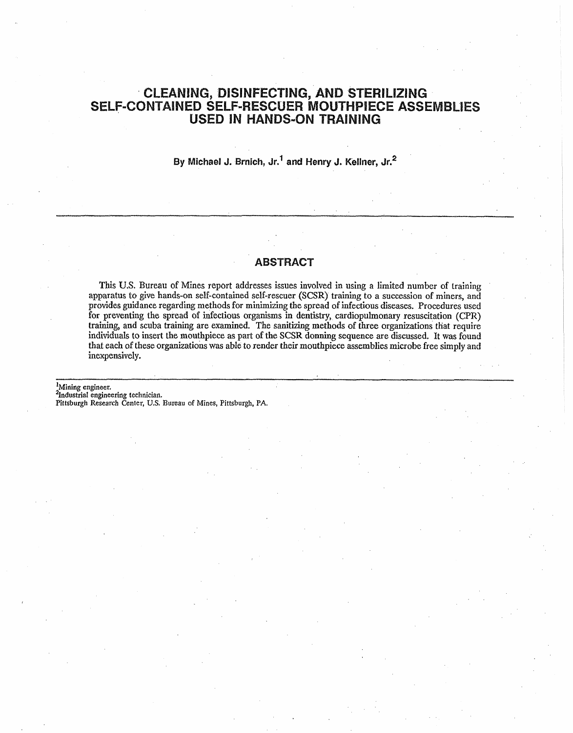# CLEANING, DISINFECTING, AND STERILIZING SELF-CONTAINED SELF-RESCUER MOUTHPIECE ASSEMBLIES USED IN HANDS-ON TRAINING

By Michael J. Brnich, Jr.[1] and Henry J. Kellner, Jr.[2]

---

## ABSTRACT

This U.S. Bureau of Mines report addresses issues involved in using a limited number of training apparatus to give hands-on self-contained self-rescuer (SCSR) training to a succession of miners, and provides guidance regarding methods for minimizing the spread of infectious diseases. Procedures used for preventing the spread of infectious organisms in dentistry, cardiopulmonary resuscitation (CPR) training, and scuba training are examined. The sanitizing methods of three organizations that require individuals to insert the mouthpiece as part of the SCSR donning sequence are discussed. It was found that each of these organizations was able to render their mouthpiece assemblies microbe free simply and inexpensively.

---

[1]Mining engineer.
[2]Industrial engineering technician.
Pittsburgh Research Center, U.S. Bureau of Mines, Pittsburgh, PA.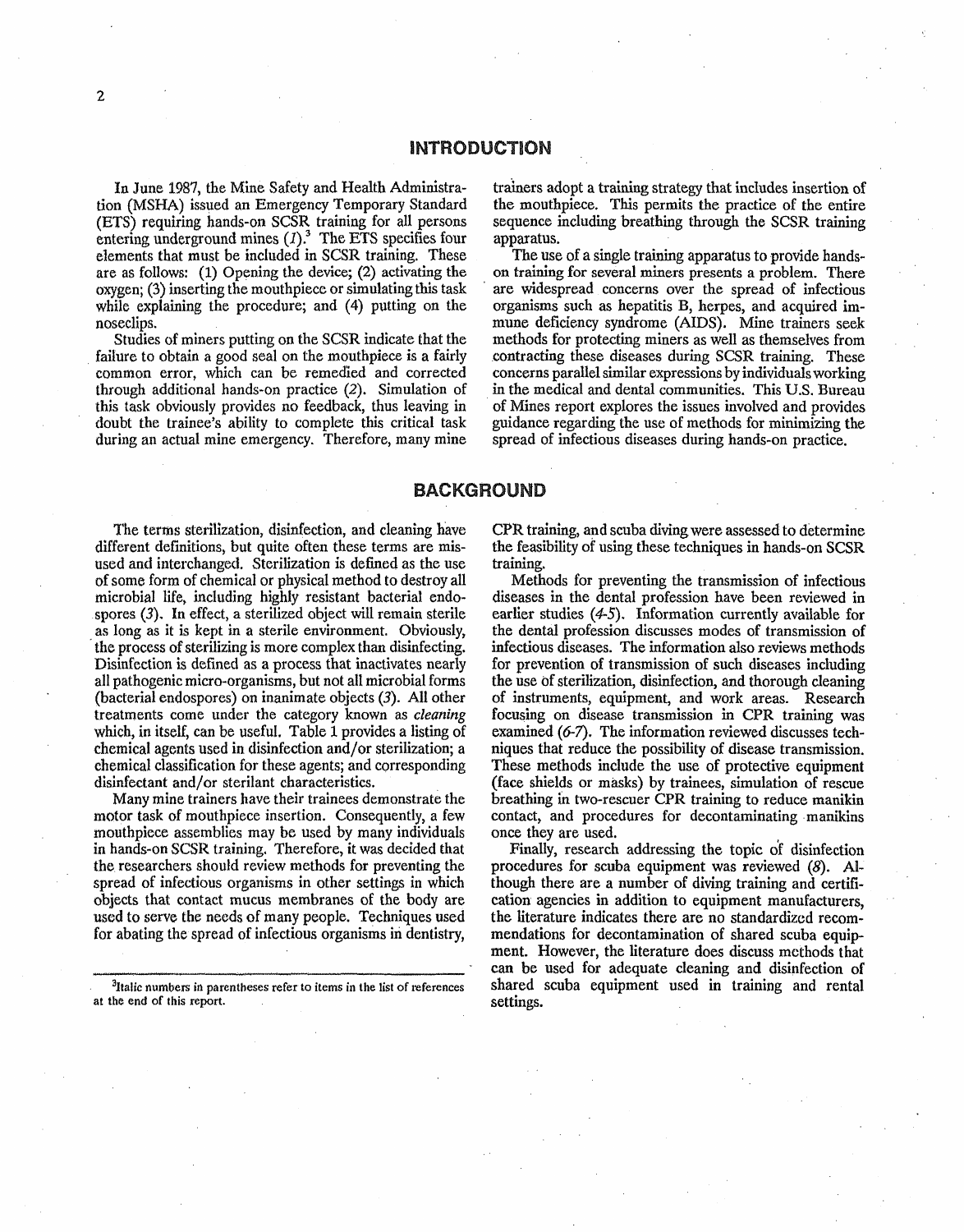## INTRODUCTION

In June 1987, the Mine Safety and Health Administration (MSHA) issued an Emergency Temporary Standard (ETS) requiring hands-on SCSR training for all persons entering underground mines (*1*).[3] The ETS specifies four elements that must be included in SCSR training. These are as follows: (1) Opening the device; (2) activating the oxygen; (3) inserting the mouthpiece or simulating this task while explaining the procedure; and (4) putting on the noseclips.

Studies of miners putting on the SCSR indicate that the failure to obtain a good seal on the mouthpiece is a fairly common error, which can be remedied and corrected through additional hands-on practice (*2*). Simulation of this task obviously provides no feedback, thus leaving in doubt the trainee's ability to complete this critical task during an actual mine emergency. Therefore, many mine trainers adopt a training strategy that includes insertion of the mouthpiece. This permits the practice of the entire sequence including breathing through the SCSR training apparatus.

The use of a single training apparatus to provide hands-on training for several miners presents a problem. There are widespread concerns over the spread of infectious organisms such as hepatitis B, herpes, and acquired immune deficiency syndrome (AIDS). Mine trainers seek methods for protecting miners as well as themselves from contracting these diseases during SCSR training. These concerns parallel similar expressions by individuals working in the medical and dental communities. This U.S. Bureau of Mines report explores the issues involved and provides guidance regarding the use of methods for minimizing the spread of infectious diseases during hands-on practice.

## BACKGROUND

The terms sterilization, disinfection, and cleaning have different definitions, but quite often these terms are misused and interchanged. Sterilization is defined as the use of some form of chemical or physical method to destroy all microbial life, including highly resistant bacterial endospores (*3*). In effect, a sterilized object will remain sterile as long as it is kept in a sterile environment. Obviously, the process of sterilizing is more complex than disinfecting. Disinfection is defined as a process that inactivates nearly all pathogenic micro-organisms, but not all microbial forms (bacterial endospores) on inanimate objects (*3*). All other treatments come under the category known as *cleaning* which, in itself, can be useful. Table 1 provides a listing of chemical agents used in disinfection and/or sterilization; a chemical classification for these agents; and corresponding disinfectant and/or sterilant characteristics.

Many mine trainers have their trainees demonstrate the motor task of mouthpiece insertion. Consequently, a few mouthpiece assemblies may be used by many individuals in hands-on SCSR training. Therefore, it was decided that the researchers should review methods for preventing the spread of infectious organisms in other settings in which objects that contact mucus membranes of the body are used to serve the needs of many people. Techniques used for abating the spread of infectious organisms in dentistry, CPR training, and scuba diving were assessed to determine the feasibility of using these techniques in hands-on SCSR training.

Methods for preventing the transmission of infectious diseases in the dental profession have been reviewed in earlier studies (*4-5*). Information currently available for the dental profession discusses modes of transmission of infectious diseases. The information also reviews methods for prevention of transmission of such diseases including the use of sterilization, disinfection, and thorough cleaning of instruments, equipment, and work areas. Research focusing on disease transmission in CPR training was examined (*6-7*). The information reviewed discusses techniques that reduce the possibility of disease transmission. These methods include the use of protective equipment (face shields or masks) by trainees, simulation of rescue breathing in two-rescuer CPR training to reduce manikin contact, and procedures for decontaminating manikins once they are used.

Finally, research addressing the topic of disinfection procedures for scuba equipment was reviewed (*8*). Although there are a number of diving training and certification agencies in addition to equipment manufacturers, the literature indicates there are no standardized recommendations for decontamination of shared scuba equipment. However, the literature does discuss methods that can be used for adequate cleaning and disinfection of shared scuba equipment used in training and rental settings.

[3] Italic numbers in parentheses refer to items in the list of references at the end of this report.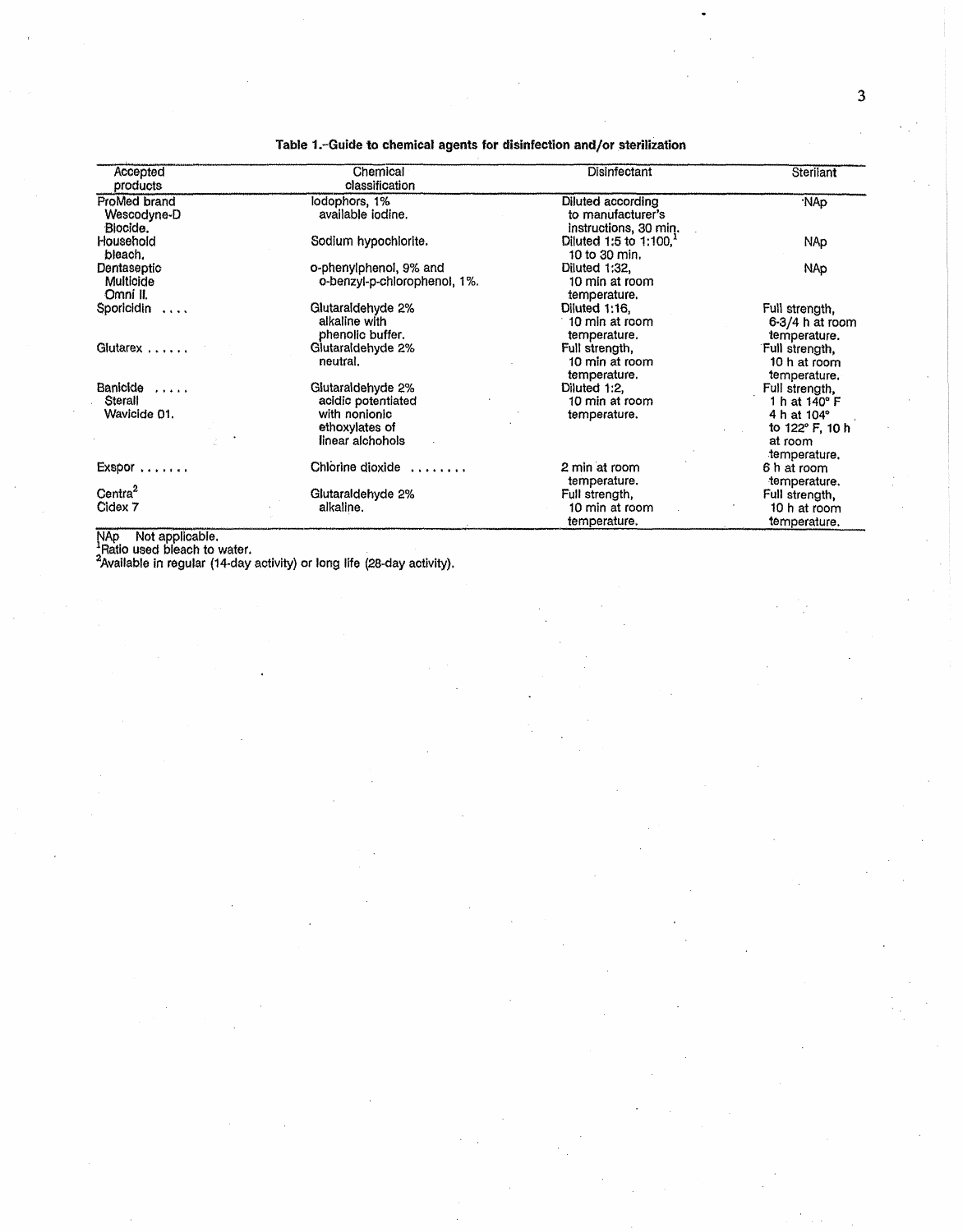**Table 1.–Guide to chemical agents for disinfection and/or sterilization**

| Accepted products | Chemical classification | Disinfectant | Sterilant |
|---|---|---|---|
| ProMed brand Wescodyne-D Biocide. | Iodophors, 1% available iodine. | Diluted according to manufacturer's instructions, 30 min. | NAp |
| Household bleach. | Sodium hypochlorite. | Diluted 1:5 to 1:100,[1] 10 to 30 min. | NAp |
| Dentaseptic Multicide Omni II. | o-phenylphenol, 9% and o-benzyl-p-chlorophenol, 1%. | Diluted 1:32, 10 min at room temperature. | NAp |
| Sporicidin .... | Glutaraldehyde 2% alkaline with phenolic buffer. | Diluted 1:16, 10 min at room temperature. | Full strength, 6-3/4 h at room temperature. |
| Glutarex ...... | Glutaraldehyde 2% neutral. | Full strength, 10 min at room temperature. | Full strength, 10 h at room temperature. |
| Banicide ..... Sterall Wavicide 01. | Glutaraldehyde 2% acidic potentiated with nonionic ethoxylates of linear alchohols | Diluted 1:2, 10 min at room temperature. | Full strength, 1 h at 140° F 4 h at 104° to 122° F, 10 h at room temperature. |
| Exspor ....... | Chlorine dioxide ........ | 2 min at room temperature. | 6 h at room temperature. |
| Centra[2] Cidex 7 | Glutaraldehyde 2% alkaline. | Full strength, 10 min at room temperature. | Full strength, 10 h at room temperature. |

NAp Not applicable.
[1]Ratio used bleach to water.
[2]Available in regular (14-day activity) or long life (28-day activity).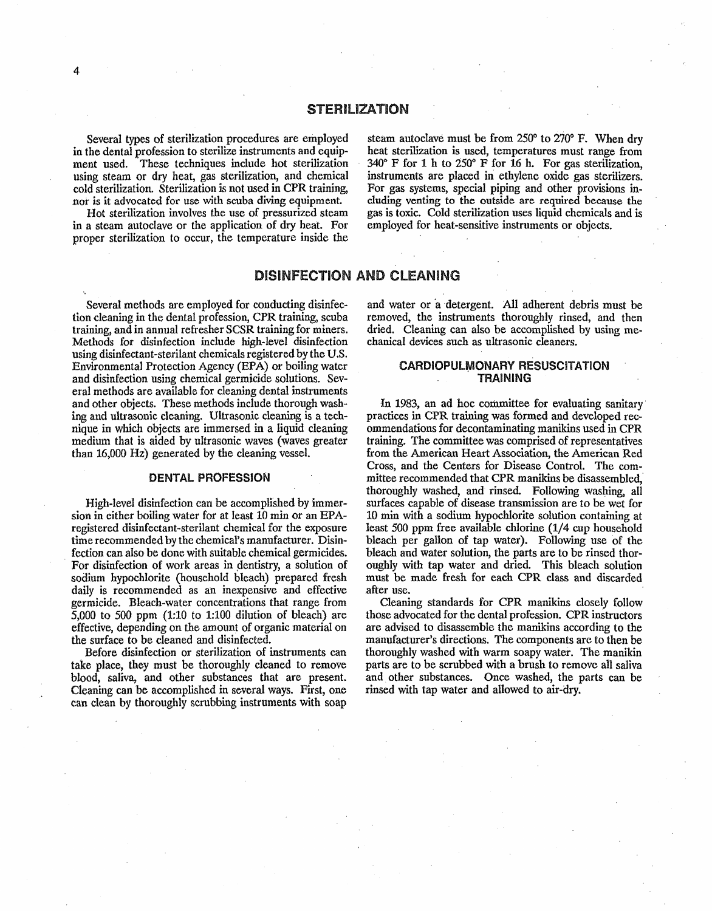## STERILIZATION

Several types of sterilization procedures are employed in the dental profession to sterilize instruments and equipment used. These techniques include hot sterilization using steam or dry heat, gas sterilization, and chemical cold sterilization. Sterilization is not used in CPR training, nor is it advocated for use with scuba diving equipment.

Hot sterilization involves the use of pressurized steam in a steam autoclave or the application of dry heat. For proper sterilization to occur, the temperature inside the steam autoclave must be from 250° to 270° F. When dry heat sterilization is used, temperatures must range from 340° F for 1 h to 250° F for 16 h. For gas sterilization, instruments are placed in ethylene oxide gas sterilizers. For gas systems, special piping and other provisions including venting to the outside are required because the gas is toxic. Cold sterilization uses liquid chemicals and is employed for heat-sensitive instruments or objects.

## DISINFECTION AND CLEANING

Several methods are employed for conducting disinfection cleaning in the dental profession, CPR training, scuba training, and in annual refresher SCSR training for miners. Methods for disinfection include high-level disinfection using disinfectant-sterilant chemicals registered by the U.S. Environmental Protection Agency (EPA) or boiling water and disinfection using chemical germicide solutions. Several methods are available for cleaning dental instruments and other objects. These methods include thorough washing and ultrasonic cleaning. Ultrasonic cleaning is a technique in which objects are immersed in a liquid cleaning medium that is aided by ultrasonic waves (waves greater than 16,000 Hz) generated by the cleaning vessel.

### DENTAL PROFESSION

High-level disinfection can be accomplished by immersion in either boiling water for at least 10 min or an EPA-registered disinfectant-sterilant chemical for the exposure time recommended by the chemical's manufacturer. Disinfection can also be done with suitable chemical germicides. For disinfection of work areas in dentistry, a solution of sodium hypochlorite (household bleach) prepared fresh daily is recommended as an inexpensive and effective germicide. Bleach-water concentrations that range from 5,000 to 500 ppm (1:10 to 1:100 dilution of bleach) are effective, depending on the amount of organic material on the surface to be cleaned and disinfected.

Before disinfection or sterilization of instruments can take place, they must be thoroughly cleaned to remove blood, saliva, and other substances that are present. Cleaning can be accomplished in several ways. First, one can clean by thoroughly scrubbing instruments with soap and water or a detergent. All adherent debris must be removed, the instruments thoroughly rinsed, and then dried. Cleaning can also be accomplished by using mechanical devices such as ultrasonic cleaners.

### CARDIOPULMONARY RESUSCITATION TRAINING

In 1983, an ad hoc committee for evaluating sanitary practices in CPR training was formed and developed recommendations for decontaminating manikins used in CPR training. The committee was comprised of representatives from the American Heart Association, the American Red Cross, and the Centers for Disease Control. The committee recommended that CPR manikins be disassembled, thoroughly washed, and rinsed. Following washing, all surfaces capable of disease transmission are to be wet for 10 min with a sodium hypochlorite solution containing at least 500 ppm free available chlorine (1/4 cup household bleach per gallon of tap water). Following use of the bleach and water solution, the parts are to be rinsed thoroughly with tap water and dried. This bleach solution must be made fresh for each CPR class and discarded after use.

Cleaning standards for CPR manikins closely follow those advocated for the dental profession. CPR instructors are advised to disassemble the manikins according to the manufacturer's directions. The components are to then be thoroughly washed with warm soapy water. The manikin parts are to be scrubbed with a brush to remove all saliva and other substances. Once washed, the parts can be rinsed with tap water and allowed to air-dry.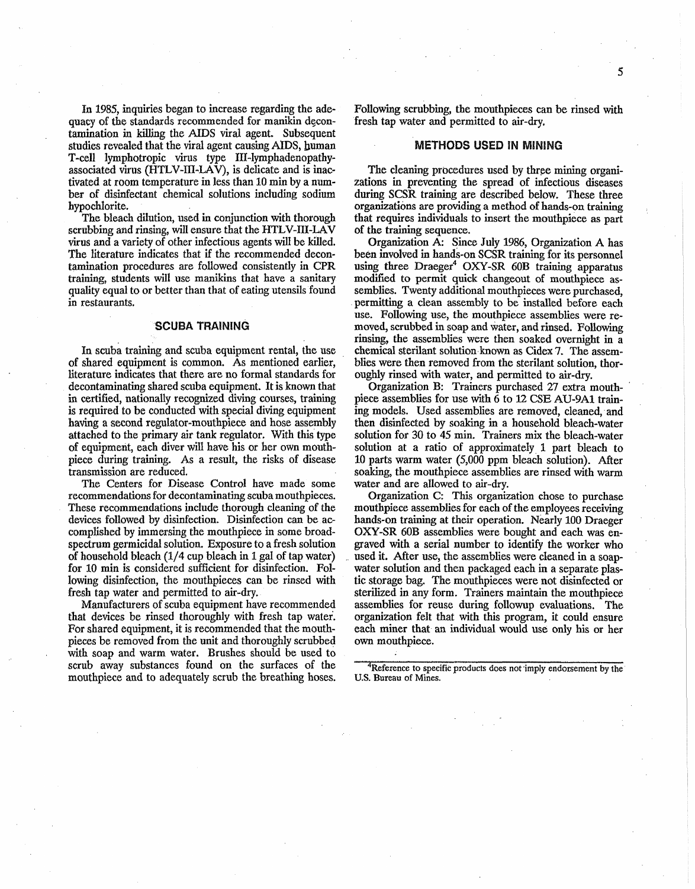In 1985, inquiries began to increase regarding the adequacy of the standards recommended for manikin decontamination in killing the AIDS viral agent. Subsequent studies revealed that the viral agent causing AIDS, human T-cell lymphotropic virus type III-lymphadenopathy-associated virus (HTLV-III-LAV), is delicate and is inactivated at room temperature in less than 10 min by a number of disinfectant chemical solutions including sodium hypochlorite.

The bleach dilution, used in conjunction with thorough scrubbing and rinsing, will ensure that the HTLV-III-LAV virus and a variety of other infectious agents will be killed. The literature indicates that if the recommended decontamination procedures are followed consistently in CPR training, students will use manikins that have a sanitary quality equal to or better than that of eating utensils found in restaurants.

## SCUBA TRAINING

In scuba training and scuba equipment rental, the use of shared equipment is common. As mentioned earlier, literature indicates that there are no formal standards for decontaminating shared scuba equipment. It is known that in certified, nationally recognized diving courses, training is required to be conducted with special diving equipment having a second regulator-mouthpiece and hose assembly attached to the primary air tank regulator. With this type of equipment, each diver will have his or her own mouthpiece during training. As a result, the risks of disease transmission are reduced.

The Centers for Disease Control have made some recommendations for decontaminating scuba mouthpieces. These recommendations include thorough cleaning of the devices followed by disinfection. Disinfection can be accomplished by immersing the mouthpiece in some broad-spectrum germicidal solution. Exposure to a fresh solution of household bleach (1/4 cup bleach in 1 gal of tap water) for 10 min is considered sufficient for disinfection. Following disinfection, the mouthpieces can be rinsed with fresh tap water and permitted to air-dry.

Manufacturers of scuba equipment have recommended that devices be rinsed thoroughly with fresh tap water. For shared equipment, it is recommended that the mouthpieces be removed from the unit and thoroughly scrubbed with soap and warm water. Brushes should be used to scrub away substances found on the surfaces of the mouthpiece and to adequately scrub the breathing hoses. Following scrubbing, the mouthpieces can be rinsed with fresh tap water and permitted to air-dry.

## METHODS USED IN MINING

The cleaning procedures used by three mining organizations in preventing the spread of infectious diseases during SCSR training are described below. These three organizations are providing a method of hands-on training that requires individuals to insert the mouthpiece as part of the training sequence.

Organization A: Since July 1986, Organization A has been involved in hands-on SCSR training for its personnel using three Draeger[4] OXY-SR 60B training apparatus modified to permit quick changeout of mouthpiece assemblies. Twenty additional mouthpieces were purchased, permitting a clean assembly to be installed before each use. Following use, the mouthpiece assemblies were removed, scrubbed in soap and water, and rinsed. Following rinsing, the assemblies were then soaked overnight in a chemical sterilant solution known as Cidex 7. The assemblies were then removed from the sterilant solution, thoroughly rinsed with water, and permitted to air-dry.

Organization B: Trainers purchased 27 extra mouthpiece assemblies for use with 6 to 12 CSE AU-9A1 training models. Used assemblies are removed, cleaned, and then disinfected by soaking in a household bleach-water solution for 30 to 45 min. Trainers mix the bleach-water solution at a ratio of approximately 1 part bleach to 10 parts warm water (5,000 ppm bleach solution). After soaking, the mouthpiece assemblies are rinsed with warm water and are allowed to air-dry.

Organization C: This organization chose to purchase mouthpiece assemblies for each of the employees receiving hands-on training at their operation. Nearly 100 Draeger OXY-SR 60B assemblies were bought and each was engraved with a serial number to identify the worker who used it. After use, the assemblies were cleaned in a soap-water solution and then packaged each in a separate plastic storage bag. The mouthpieces were not disinfected or sterilized in any form. Trainers maintain the mouthpiece assemblies for reuse during followup evaluations. The organization felt that with this program, it could ensure each miner that an individual would use only his or her own mouthpiece.

[4]Reference to specific products does not imply endorsement by the U.S. Bureau of Mines.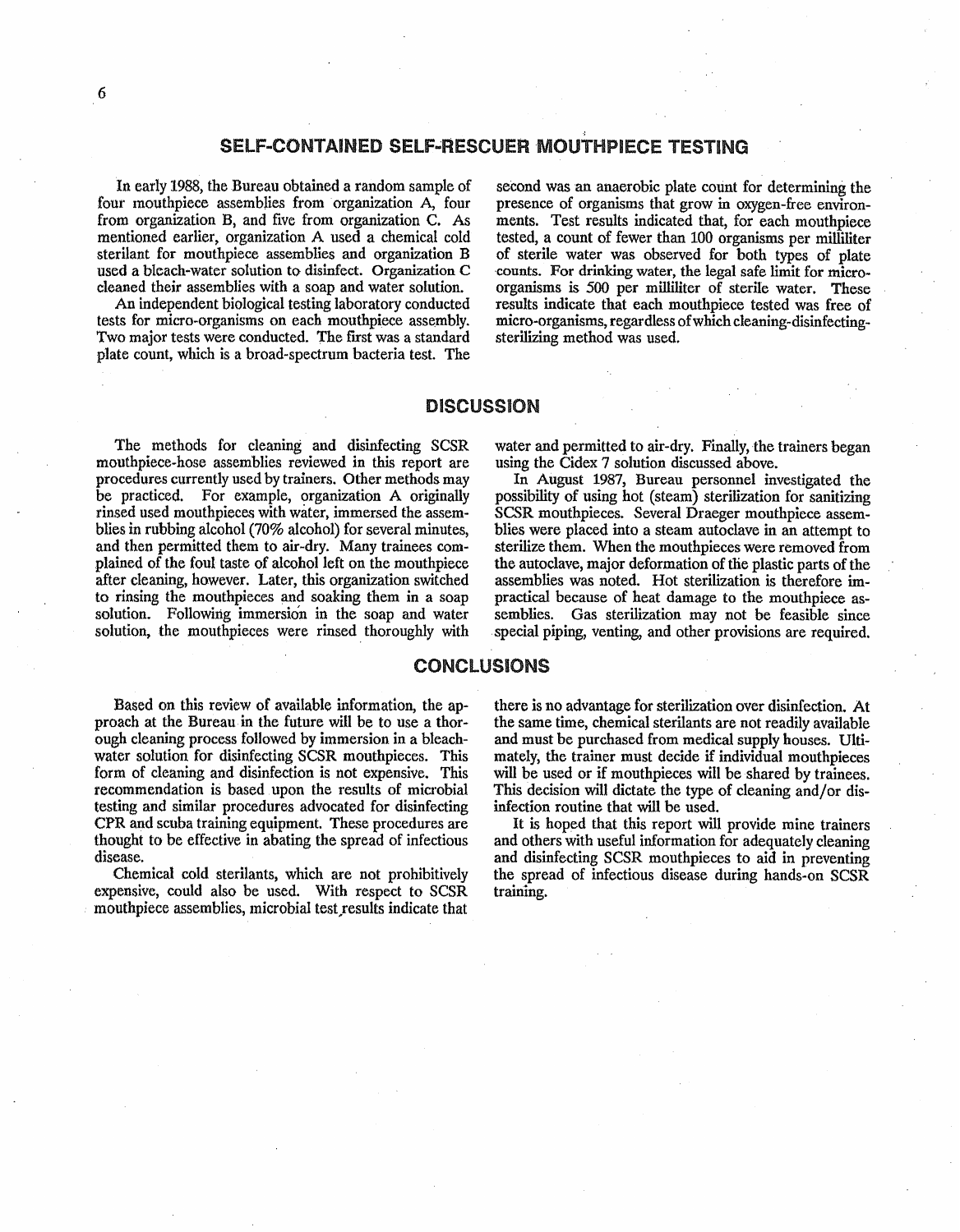## SELF-CONTAINED SELF-RESCUER MOUTHPIECE TESTING

In early 1988, the Bureau obtained a random sample of four mouthpiece assemblies from organization A, four from organization B, and five from organization C. As mentioned earlier, organization A used a chemical cold sterilant for mouthpiece assemblies and organization B used a bleach-water solution to disinfect. Organization C cleaned their assemblies with a soap and water solution.

An independent biological testing laboratory conducted tests for micro-organisms on each mouthpiece assembly. Two major tests were conducted. The first was a standard plate count, which is a broad-spectrum bacteria test. The second was an anaerobic plate count for determining the presence of organisms that grow in oxygen-free environments. Test results indicated that, for each mouthpiece tested, a count of fewer than 100 organisms per milliliter of sterile water was observed for both types of plate counts. For drinking water, the legal safe limit for micro-organisms is 500 per milliliter of sterile water. These results indicate that each mouthpiece tested was free of micro-organisms, regardless of which cleaning-disinfecting-sterilizing method was used.

## DISCUSSION

The methods for cleaning and disinfecting SCSR mouthpiece-hose assemblies reviewed in this report are procedures currently used by trainers. Other methods may be practiced. For example, organization A originally rinsed used mouthpieces with water, immersed the assemblies in rubbing alcohol (70% alcohol) for several minutes, and then permitted them to air-dry. Many trainees complained of the foul taste of alcohol left on the mouthpiece after cleaning, however. Later, this organization switched to rinsing the mouthpieces and soaking them in a soap solution. Following immersion in the soap and water solution, the mouthpieces were rinsed thoroughly with water and permitted to air-dry. Finally, the trainers began using the Cidex 7 solution discussed above.

In August 1987, Bureau personnel investigated the possibility of using hot (steam) sterilization for sanitizing SCSR mouthpieces. Several Draeger mouthpiece assemblies were placed into a steam autoclave in an attempt to sterilize them. When the mouthpieces were removed from the autoclave, major deformation of the plastic parts of the assemblies was noted. Hot sterilization is therefore impractical because of heat damage to the mouthpiece assemblies. Gas sterilization may not be feasible since special piping, venting, and other provisions are required.

## CONCLUSIONS

Based on this review of available information, the approach at the Bureau in the future will be to use a thorough cleaning process followed by immersion in a bleach-water solution for disinfecting SCSR mouthpieces. This form of cleaning and disinfection is not expensive. This recommendation is based upon the results of microbial testing and similar procedures advocated for disinfecting CPR and scuba training equipment. These procedures are thought to be effective in abating the spread of infectious disease.

Chemical cold sterilants, which are not prohibitively expensive, could also be used. With respect to SCSR mouthpiece assemblies, microbial test results indicate that there is no advantage for sterilization over disinfection. At the same time, chemical sterilants are not readily available and must be purchased from medical supply houses. Ultimately, the trainer must decide if individual mouthpieces will be used or if mouthpieces will be shared by trainees. This decision will dictate the type of cleaning and/or disinfection routine that will be used.

It is hoped that this report will provide mine trainers and others with useful information for adequately cleaning and disinfecting SCSR mouthpieces to aid in preventing the spread of infectious disease during hands-on SCSR training.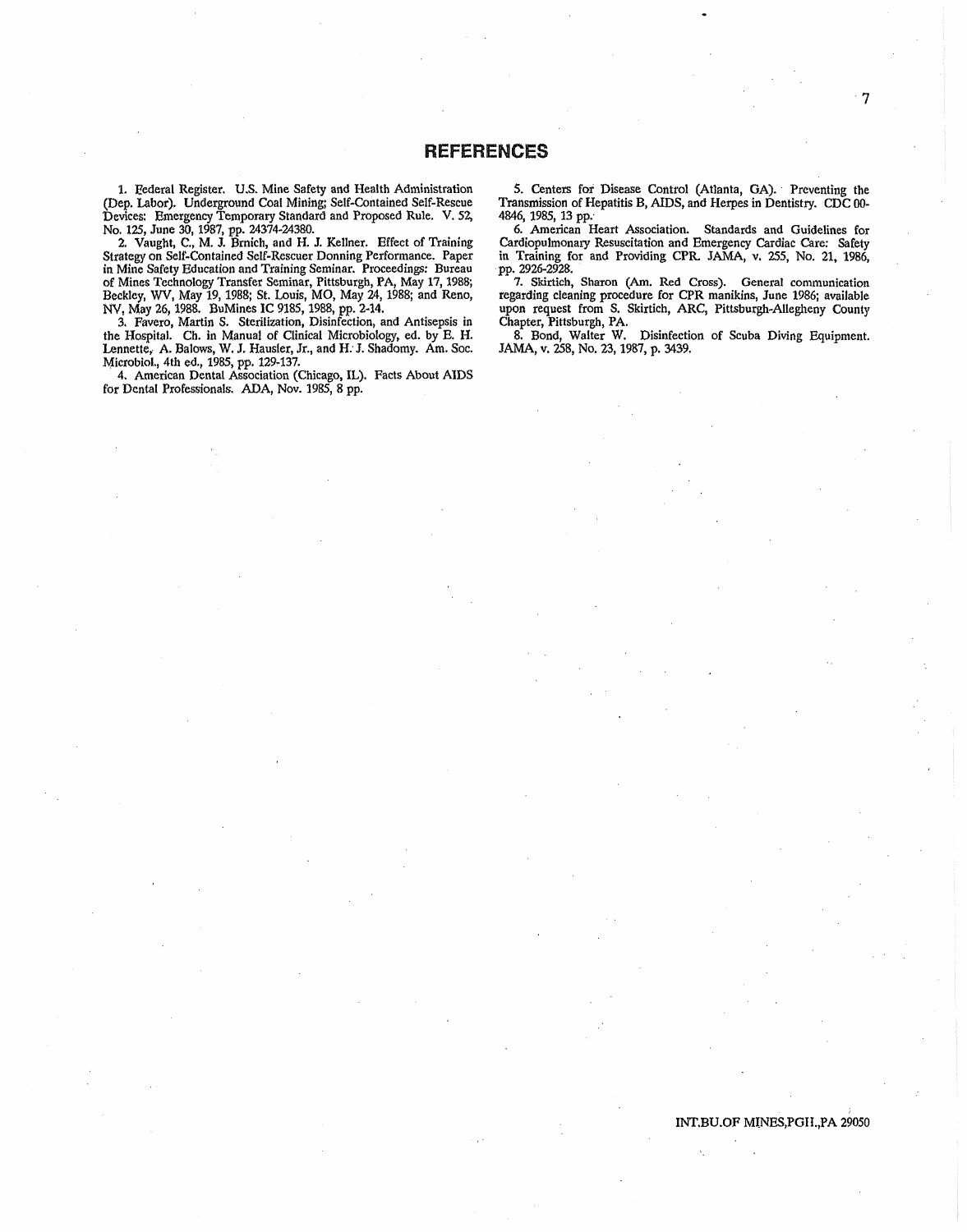# REFERENCES

1. Federal Register. U.S. Mine Safety and Health Administration (Dep. Labor). Underground Coal Mining; Self-Contained Self-Rescue Devices: Emergency Temporary Standard and Proposed Rule. V. 52, No. 125, June 30, 1987, pp. 24374-24380.

2. Vaught, C., M. J. Brnich, and H. J. Kellner. Effect of Training Strategy on Self-Contained Self-Rescuer Donning Performance. Paper in Mine Safety Education and Training Seminar. Proceedings: Bureau of Mines Technology Transfer Seminar, Pittsburgh, PA, May 17, 1988; Beckley, WV, May 19, 1988; St. Louis, MO, May 24, 1988; and Reno, NV, May 26, 1988. BuMines IC 9185, 1988, pp. 2-14.

3. Favero, Martin S. Sterilization, Disinfection, and Antisepsis in the Hospital. Ch. in Manual of Clinical Microbiology, ed. by E. H. Lennette, A. Balows, W. J. Hausler, Jr., and H. J. Shadomy. Am. Soc. Microbiol., 4th ed., 1985, pp. 129-137.

4. American Dental Association (Chicago, IL). Facts About AIDS for Dental Professionals. ADA, Nov. 1985, 8 pp.

5. Centers for Disease Control (Atlanta, GA). Preventing the Transmission of Hepatitis B, AIDS, and Herpes in Dentistry. CDC 00-4846, 1985, 13 pp.

6. American Heart Association. Standards and Guidelines for Cardiopulmonary Resuscitation and Emergency Cardiac Care: Safety in Training for and Providing CPR. JAMA, v. 255, No. 21, 1986, pp. 2926-2928.

7. Skirtich, Sharon (Am. Red Cross). General communication regarding cleaning procedure for CPR manikins, June 1986; available upon request from S. Skirtich, ARC, Pittsburgh-Allegheny County Chapter, Pittsburgh, PA.

8. Bond, Walter W. Disinfection of Scuba Diving Equipment. JAMA, v. 258, No. 23, 1987, p. 3439.

INT.BU.OF MINES,PGH.,PA 29050